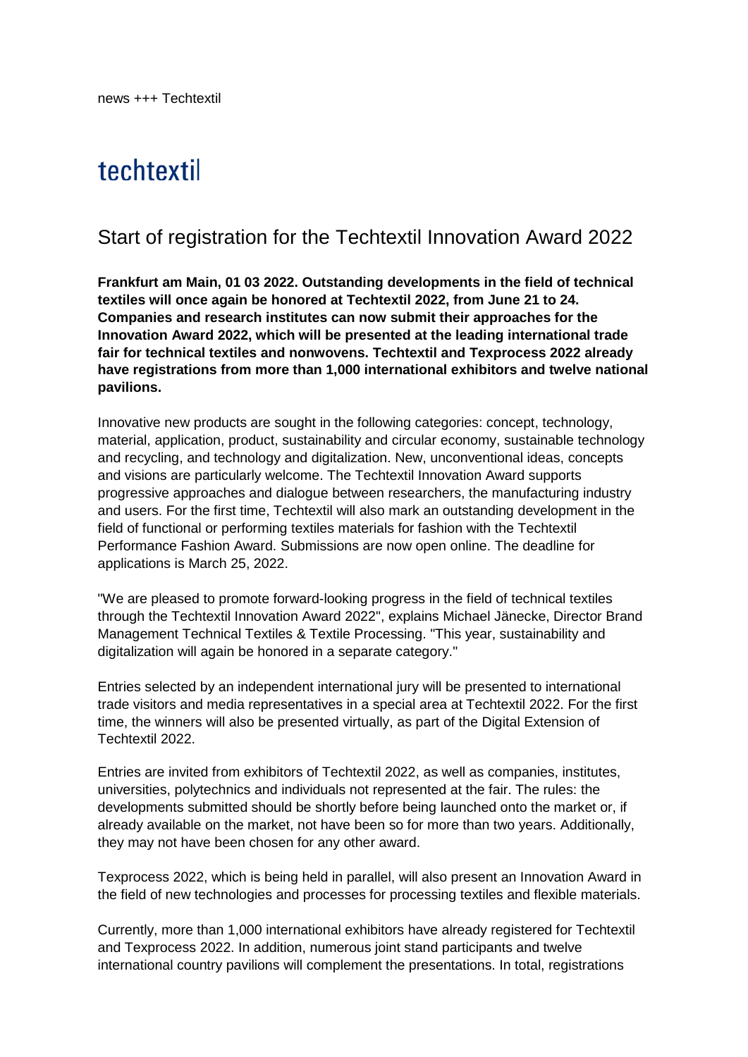news +++ Techtextil

# techtextil

## Start of registration for the Techtextil Innovation Award 2022

**Frankfurt am Main, 01 03 2022. Outstanding developments in the field of technical textiles will once again be honored at Techtextil 2022, from June 21 to 24. Companies and research institutes can now submit their approaches for the Innovation Award 2022, which will be presented at the leading international trade fair for technical textiles and nonwovens. Techtextil and Texprocess 2022 already have registrations from more than 1,000 international exhibitors and twelve national pavilions.**

Innovative new products are sought in the following categories: concept, technology, material, application, product, sustainability and circular economy, sustainable technology and recycling, and technology and digitalization. New, unconventional ideas, concepts and visions are particularly welcome. The Techtextil Innovation Award supports progressive approaches and dialogue between researchers, the manufacturing industry and users. For the first time, Techtextil will also mark an outstanding development in the field of functional or performing textiles materials for fashion with the Techtextil Performance Fashion Award. Submissions are now open online. The deadline for applications is March 25, 2022.

"We are pleased to promote forward-looking progress in the field of technical textiles through the Techtextil Innovation Award 2022", explains Michael Jänecke, Director Brand Management Technical Textiles & Textile Processing. "This year, sustainability and digitalization will again be honored in a separate category."

Entries selected by an independent international jury will be presented to international trade visitors and media representatives in a special area at Techtextil 2022. For the first time, the winners will also be presented virtually, as part of the Digital Extension of Techtextil 2022.

Entries are invited from exhibitors of Techtextil 2022, as well as companies, institutes, universities, polytechnics and individuals not represented at the fair. The rules: the developments submitted should be shortly before being launched onto the market or, if already available on the market, not have been so for more than two years. Additionally, they may not have been chosen for any other award.

Texprocess 2022, which is being held in parallel, will also present an Innovation Award in the field of new technologies and processes for processing textiles and flexible materials.

Currently, more than 1,000 international exhibitors have already registered for Techtextil and Texprocess 2022. In addition, numerous joint stand participants and twelve international country pavilions will complement the presentations. In total, registrations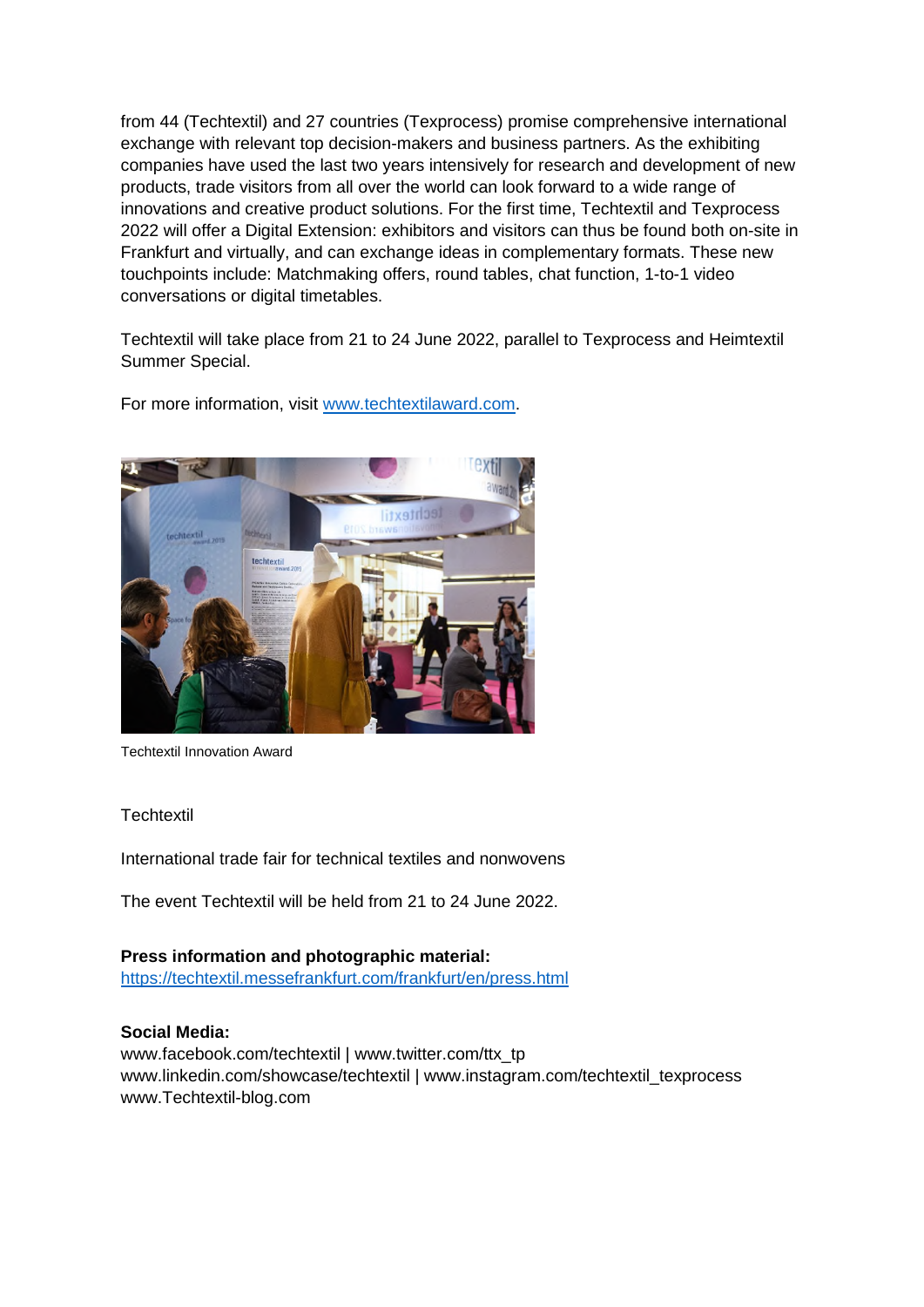from 44 (Techtextil) and 27 countries (Texprocess) promise comprehensive international exchange with relevant top decision-makers and business partners. As the exhibiting companies have used the last two years intensively for research and development of new products, trade visitors from all over the world can look forward to a wide range of innovations and creative product solutions. For the first time, Techtextil and Texprocess 2022 will offer a Digital Extension: exhibitors and visitors can thus be found both on-site in Frankfurt and virtually, and can exchange ideas in complementary formats. These new touchpoints include: Matchmaking offers, round tables, chat function, 1-to-1 video conversations or digital timetables.

Techtextil will take place from 21 to 24 June 2022, parallel to Texprocess and Heimtextil Summer Special.

For more information, visit [www.techtextilaward.com](http://www.techtextilaward.com).

Techtextil Innovation Award

Techtextil

International trade fair for technical textiles and nonwovens

The event Techtextil will be held from 21 to 24 June 2022.

**Press information and photographic material:**
[https://techtextil.messefrankfurt.com/frankfurt/en/press.html](https://techtextil.messefrankfurt.com/frankfurt/en/press.html)

**Social Media:**
www.facebook.com/techtextil | www.twitter.com/ttx_tp
www.linkedin.com/showcase/techtextil | www.instagram.com/techtextil_texprocess
www.Techtextil-blog.com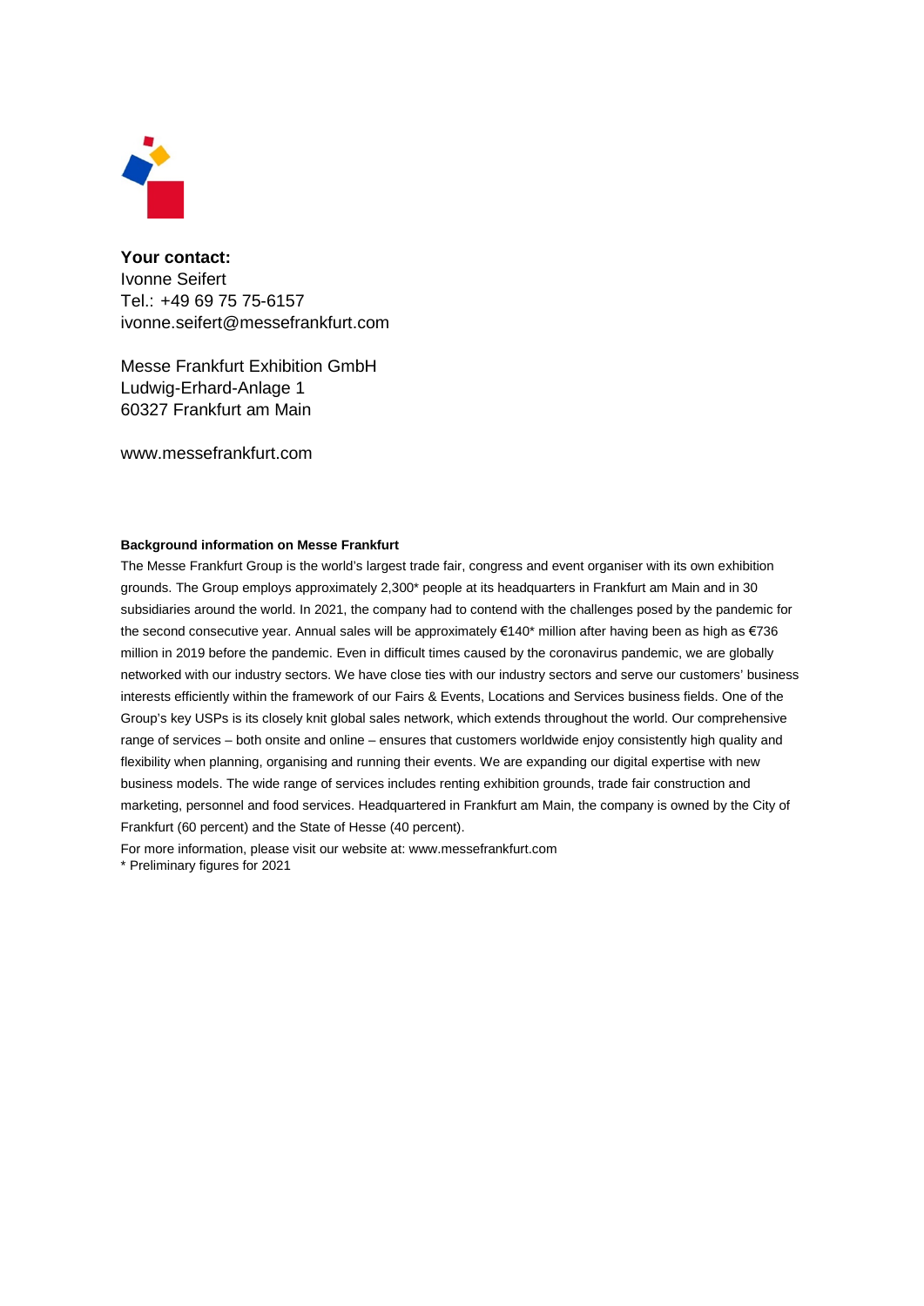**Your contact:**
Ivonne Seifert
Tel.: +49 69 75 75-6157
ivonne.seifert@messefrankfurt.com

Messe Frankfurt Exhibition GmbH
Ludwig-Erhard-Anlage 1
60327 Frankfurt am Main

www.messefrankfurt.com

**Background information on Messe Frankfurt**

The Messe Frankfurt Group is the world's largest trade fair, congress and event organiser with its own exhibition grounds. The Group employs approximately 2,300* people at its headquarters in Frankfurt am Main and in 30 subsidiaries around the world. In 2021, the company had to contend with the challenges posed by the pandemic for the second consecutive year. Annual sales will be approximately €140* million after having been as high as €736 million in 2019 before the pandemic. Even in difficult times caused by the coronavirus pandemic, we are globally networked with our industry sectors. We have close ties with our industry sectors and serve our customers' business interests efficiently within the framework of our Fairs & Events, Locations and Services business fields. One of the Group's key USPs is its closely knit global sales network, which extends throughout the world. Our comprehensive range of services – both onsite and online – ensures that customers worldwide enjoy consistently high quality and flexibility when planning, organising and running their events. We are expanding our digital expertise with new business models. The wide range of services includes renting exhibition grounds, trade fair construction and marketing, personnel and food services. Headquartered in Frankfurt am Main, the company is owned by the City of Frankfurt (60 percent) and the State of Hesse (40 percent).

For more information, please visit our website at: www.messefrankfurt.com

* Preliminary figures for 2021